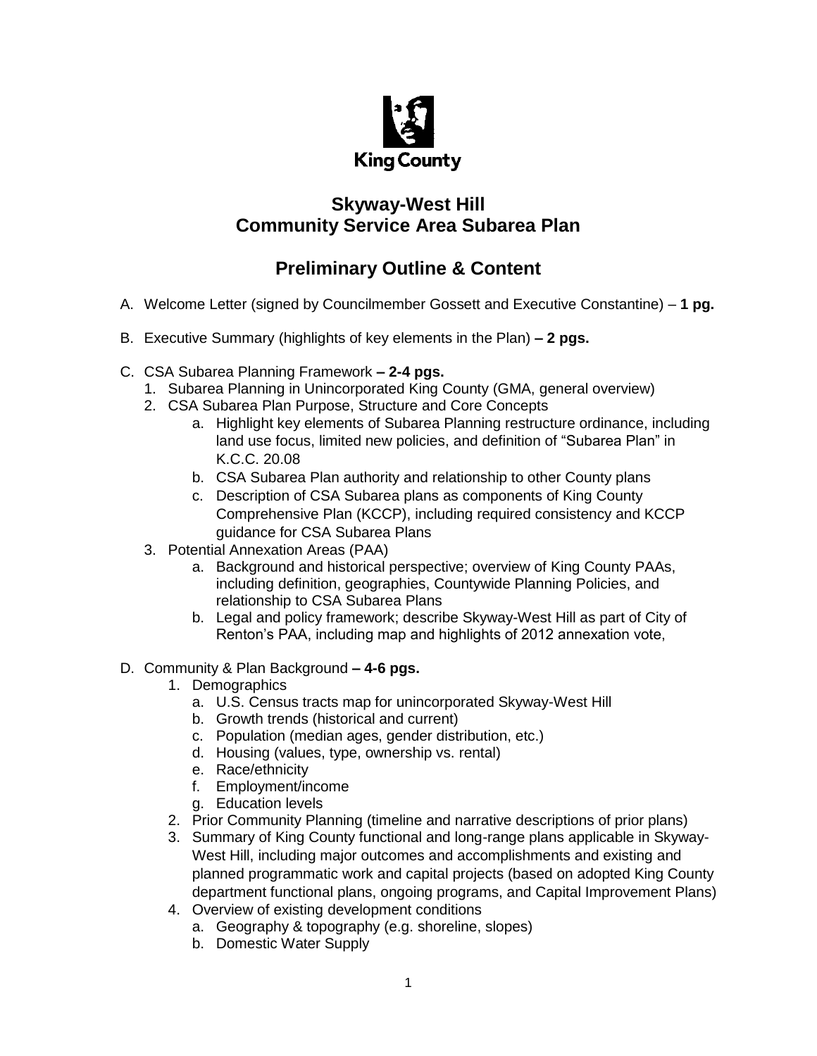King County

# Skyway-West Hill
# Community Service Area Subarea Plan

## Preliminary Outline & Content

A. Welcome Letter (signed by Councilmember Gossett and Executive Constantine) – **1 pg.**

B. Executive Summary (highlights of key elements in the Plan) **– 2 pgs.**

C. CSA Subarea Planning Framework **– 2-4 pgs.**
   1. Subarea Planning in Unincorporated King County (GMA, general overview)
   2. CSA Subarea Plan Purpose, Structure and Core Concepts
      a. Highlight key elements of Subarea Planning restructure ordinance, including land use focus, limited new policies, and definition of "Subarea Plan" in K.C.C. 20.08
      b. CSA Subarea Plan authority and relationship to other County plans
      c. Description of CSA Subarea plans as components of King County Comprehensive Plan (KCCP), including required consistency and KCCP guidance for CSA Subarea Plans
   3. Potential Annexation Areas (PAA)
      a. Background and historical perspective; overview of King County PAAs, including definition, geographies, Countywide Planning Policies, and relationship to CSA Subarea Plans
      b. Legal and policy framework; describe Skyway-West Hill as part of City of Renton's PAA, including map and highlights of 2012 annexation vote,

D. Community & Plan Background **– 4-6 pgs.**
   1. Demographics
      a. U.S. Census tracts map for unincorporated Skyway-West Hill
      b. Growth trends (historical and current)
      c. Population (median ages, gender distribution, etc.)
      d. Housing (values, type, ownership vs. rental)
      e. Race/ethnicity
      f. Employment/income
      g. Education levels
   2. Prior Community Planning (timeline and narrative descriptions of prior plans)
   3. Summary of King County functional and long-range plans applicable in Skyway-West Hill, including major outcomes and accomplishments and existing and planned programmatic work and capital projects (based on adopted King County department functional plans, ongoing programs, and Capital Improvement Plans)
   4. Overview of existing development conditions
      a. Geography & topography (e.g. shoreline, slopes)
      b. Domestic Water Supply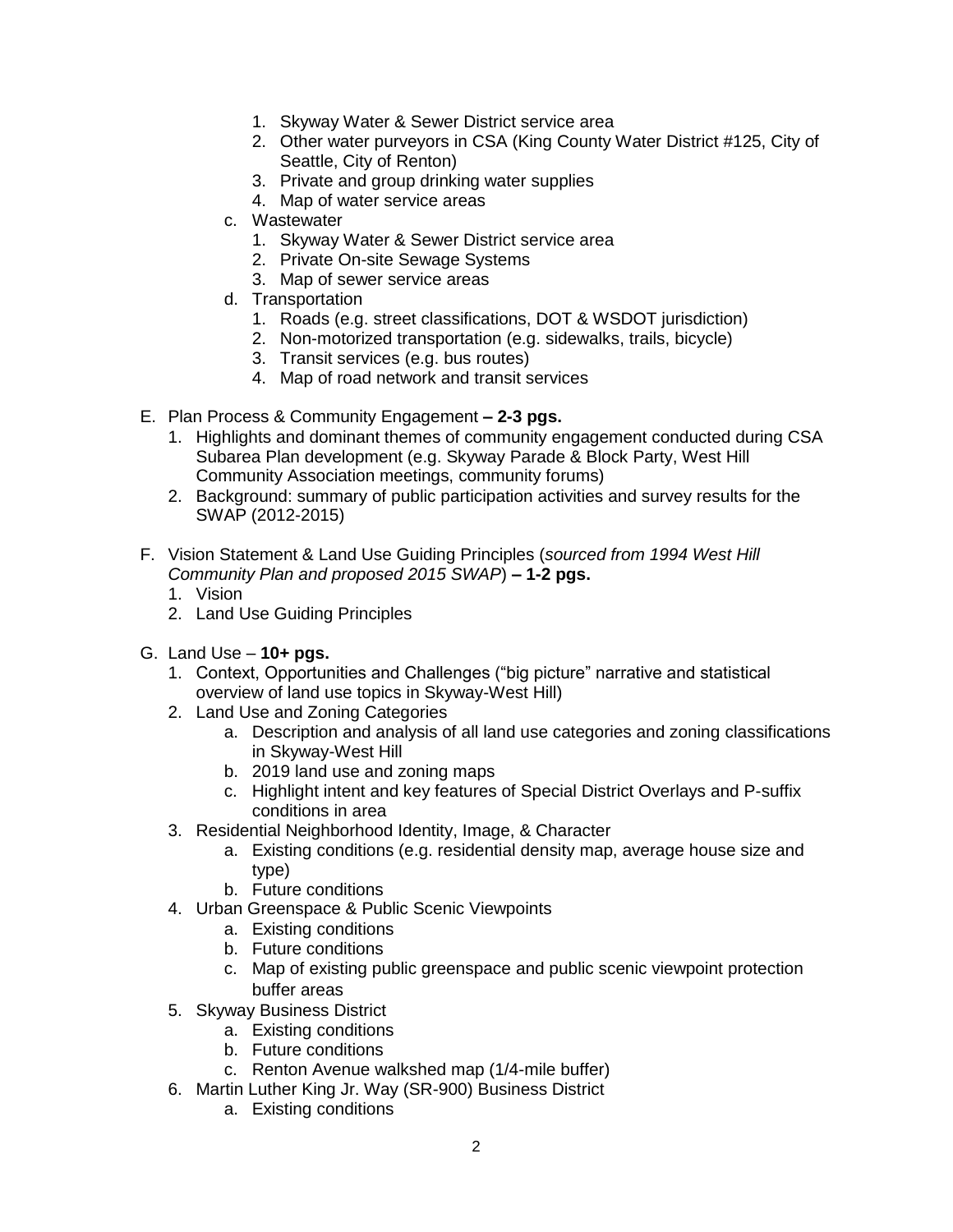1. Skyway Water & Sewer District service area
      2. Other water purveyors in CSA (King County Water District #125, City of Seattle, City of Renton)
      3. Private and group drinking water supplies
      4. Map of water service areas
   c. Wastewater
      1. Skyway Water & Sewer District service area
      2. Private On-site Sewage Systems
      3. Map of sewer service areas
   d. Transportation
      1. Roads (e.g. street classifications, DOT & WSDOT jurisdiction)
      2. Non-motorized transportation (e.g. sidewalks, trails, bicycle)
      3. Transit services (e.g. bus routes)
      4. Map of road network and transit services

E. Plan Process & Community Engagement **– 2-3 pgs.**
   1. Highlights and dominant themes of community engagement conducted during CSA Subarea Plan development (e.g. Skyway Parade & Block Party, West Hill Community Association meetings, community forums)
   2. Background: summary of public participation activities and survey results for the SWAP (2012-2015)

F. Vision Statement & Land Use Guiding Principles (*sourced from 1994 West Hill Community Plan and proposed 2015 SWAP*) **– 1-2 pgs.**
   1. Vision
   2. Land Use Guiding Principles

G. Land Use – **10+ pgs.**
   1. Context, Opportunities and Challenges ("big picture" narrative and statistical overview of land use topics in Skyway-West Hill)
   2. Land Use and Zoning Categories
      a. Description and analysis of all land use categories and zoning classifications in Skyway-West Hill
      b. 2019 land use and zoning maps
      c. Highlight intent and key features of Special District Overlays and P-suffix conditions in area
   3. Residential Neighborhood Identity, Image, & Character
      a. Existing conditions (e.g. residential density map, average house size and type)
      b. Future conditions
   4. Urban Greenspace & Public Scenic Viewpoints
      a. Existing conditions
      b. Future conditions
      c. Map of existing public greenspace and public scenic viewpoint protection buffer areas
   5. Skyway Business District
      a. Existing conditions
      b. Future conditions
      c. Renton Avenue walkshed map (1/4-mile buffer)
   6. Martin Luther King Jr. Way (SR-900) Business District
      a. Existing conditions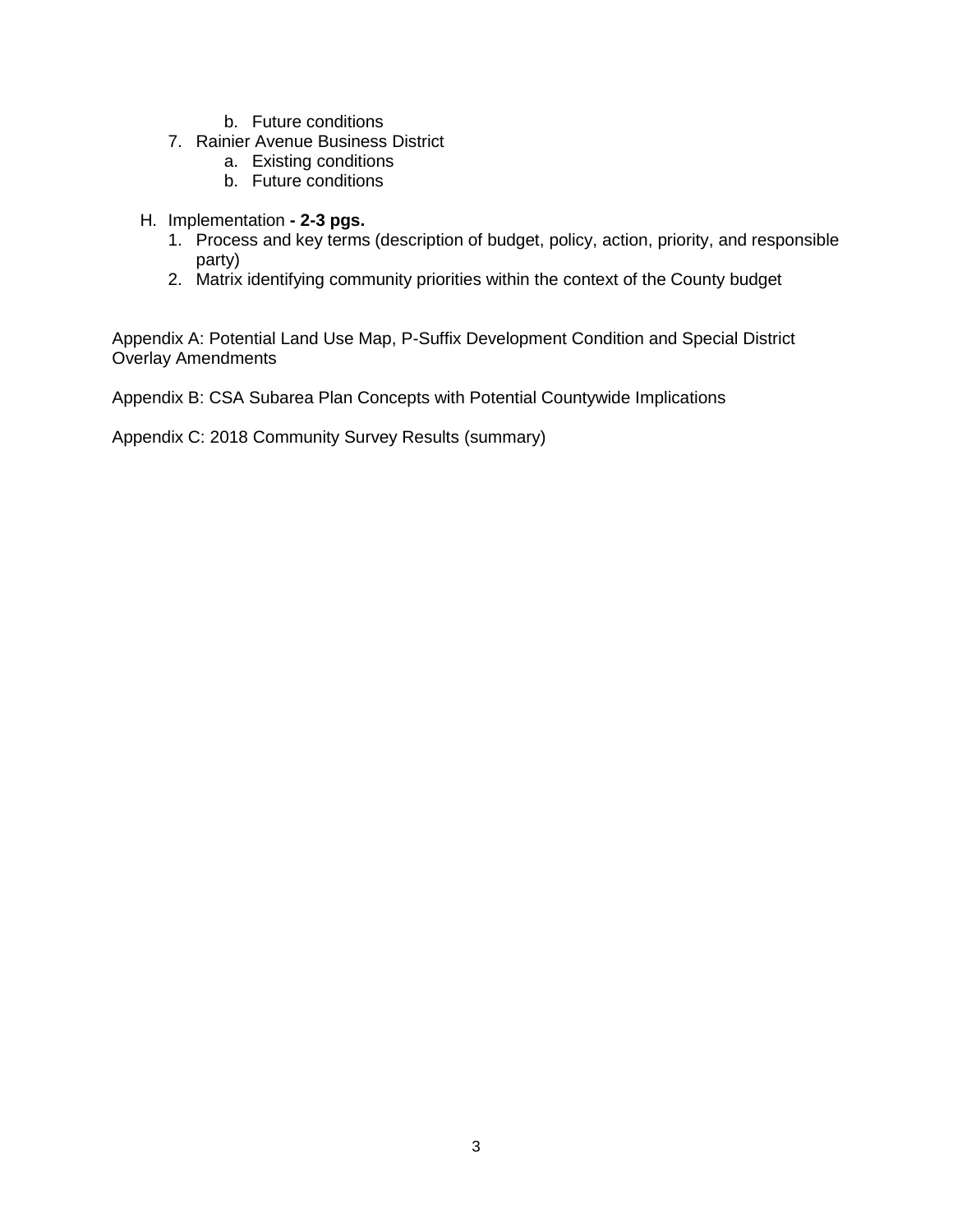b. Future conditions
    7. Rainier Avenue Business District
        a. Existing conditions
        b. Future conditions

H. Implementation **- 2-3 pgs.**
    1. Process and key terms (description of budget, policy, action, priority, and responsible party)
    2. Matrix identifying community priorities within the context of the County budget

Appendix A: Potential Land Use Map, P-Suffix Development Condition and Special District Overlay Amendments

Appendix B: CSA Subarea Plan Concepts with Potential Countywide Implications

Appendix C: 2018 Community Survey Results (summary)